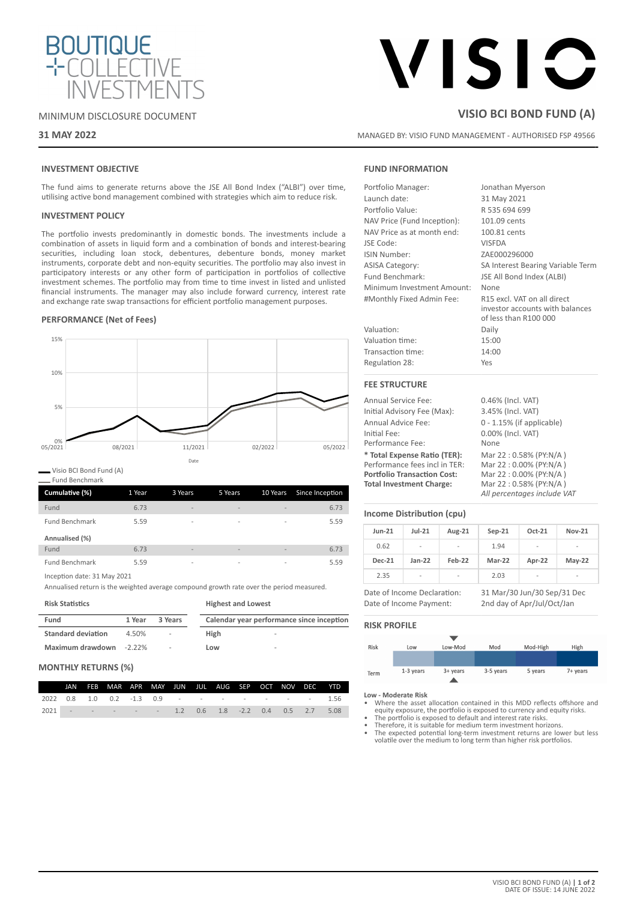MINIMUM DISCLOSURE DOCUMENT

**31 MAY 2022**

# VISIO BCI BOND FUND (A)

MANAGED BY: VISIO FUND MANAGEMENT - AUTHORISED FSP 49566

## INVESTMENT OBJECTIVE

The fund aims to generate returns above the JSE All Bond Index ("ALBI") over time, utilising active bond management combined with strategies which aim to reduce risk.

## INVESTMENT POLICY

The portfolio invests predominantly in domestic bonds. The investments include a combination of assets in liquid form and a combination of bonds and interest-bearing securities, including loan stock, debentures, debenture bonds, money market instruments, corporate debt and non-equity securities. The portfolio may also invest in participatory interests or any other form of participation in portfolios of collective investment schemes. The portfolio may from time to time invest in listed and unlisted financial instruments. The manager may also include forward currency, interest rate and exchange rate swap transactions for efficient portfolio management purposes.

## PERFORMANCE (Net of Fees)

— Visio BCI Bond Fund (A)
— Fund Benchmark

| Cumulative (%) | 1 Year | 3 Years | 5 Years | 10 Years | Since Inception |
|---|---|---|---|---|---|
| Fund | 6.73 | - | - | - | 6.73 |
| Fund Benchmark | 5.59 | - | - | - | 5.59 |
| **Annualised (%)** | | | | | |
| Fund | 6.73 | - | - | - | 6.73 |
| Fund Benchmark | 5.59 | - | - | - | 5.59 |

Inception date: 31 May 2021

Annualised return is the weighted average compound growth rate over the period measured.

**Risk Statistics**

| Fund | 1 Year | 3 Years |
|---|---|---|
| Standard deviation | 4.50% | - |
| Maximum drawdown | -2.22% | - |

**Highest and Lowest**

| Calendar year performance since inception | |
|---|---|
| High | - |
| Low | - |

## MONTHLY RETURNS (%)

| | JAN | FEB | MAR | APR | MAY | JUN | JUL | AUG | SEP | OCT | NOV | DEC | YTD |
|---|---|---|---|---|---|---|---|---|---|---|---|---|---|
| 2022 | 0.8 | 1.0 | 0.2 | -1.3 | 0.9 | - | - | - | - | - | - | - | 1.56 |
| 2021 | - | - | - | - | - | 1.2 | 0.6 | 1.8 | -2.2 | 0.4 | 0.5 | 2.7 | 5.08 |

## FUND INFORMATION

| | |
|---|---|
| Portfolio Manager: | Jonathan Myerson |
| Launch date: | 31 May 2021 |
| Portfolio Value: | R 535 694 699 |
| NAV Price (Fund Inception): | 101.09 cents |
| NAV Price as at month end: | 100.81 cents |
| JSE Code: | VISFDA |
| ISIN Number: | ZAE000296000 |
| ASISA Category: | SA Interest Bearing Variable Term |
| Fund Benchmark: | JSE All Bond Index (ALBI) |
| Minimum Investment Amount: | None |
| #Monthly Fixed Admin Fee: | R15 excl. VAT on all direct investor accounts with balances of less than R100 000 |
| Valuation: | Daily |
| Valuation time: | 15:00 |
| Transaction time: | 14:00 |
| Regulation 28: | Yes |

## FEE STRUCTURE

| | |
|---|---|
| Annual Service Fee: | 0.46% (Incl. VAT) |
| Initial Advisory Fee (Max): | 3.45% (Incl. VAT) |
| Annual Advice Fee: | 0 - 1.15% (if applicable) |
| Initial Fee: | 0.00% (Incl. VAT) |
| Performance Fee: | None |
| **\* Total Expense Ratio (TER):** | Mar 22 : 0.58% (PY:N/A ) |
| Performance fees incl in TER: | Mar 22 : 0.00% (PY:N/A ) |
| **Portfolio Transaction Cost:** | Mar 22 : 0.00% (PY:N/A ) |
| **Total Investment Charge:** | Mar 22 : 0.58% (PY:N/A ) |

*All percentages include VAT*

## Income Distribution (cpu)

| Jun-21 | Jul-21 | Aug-21 | Sep-21 | Oct-21 | Nov-21 |
|---|---|---|---|---|---|
| 0.62 | - | - | 1.94 | - | - |
| **Dec-21** | **Jan-22** | **Feb-22** | **Mar-22** | **Apr-22** | **May-22** |
| 2.35 | - | - | 2.03 | - | - |

| | |
|---|---|
| Date of Income Declaration: | 31 Mar/30 Jun/30 Sep/31 Dec |
| Date of Income Payment: | 2nd day of Apr/Jul/Oct/Jan |

## RISK PROFILE

| Risk | Low | Low-Mod | Mod | Mod-High | High |
|---|---|---|---|---|---|
| Term | 1-3 years | 3+ years | 3-5 years | 5 years | 7+ years |

**Low - Moderate Risk**

- Where the asset allocation contained in this MDD reflects offshore and equity exposure, the portfolio is exposed to currency and equity risks.
- The portfolio is exposed to default and interest rate risks.
- Therefore, it is suitable for medium term investment horizons.
- The expected potential long-term investment returns are lower but less volatile over the medium to long term than higher risk portfolios.

DATE OF ISSUE: 14 JUNE 2022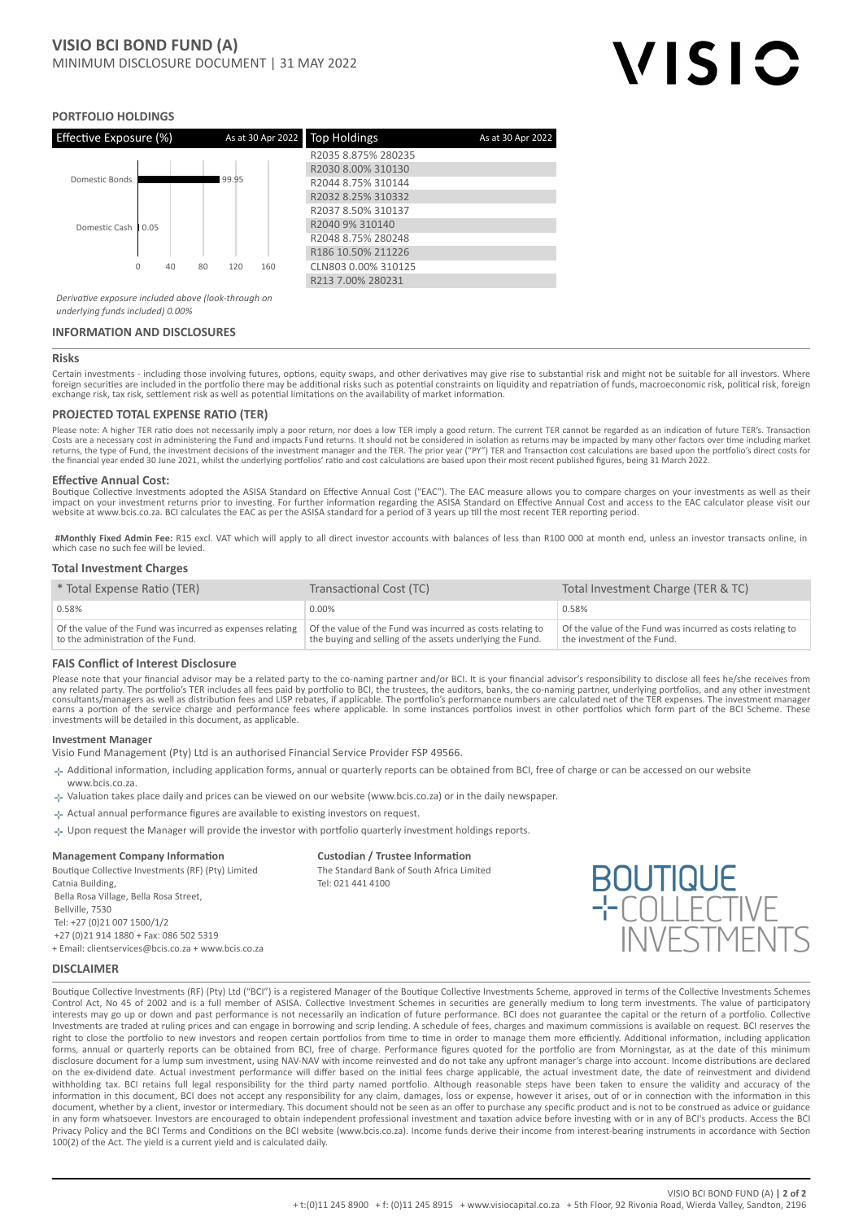# VISIO BCI BOND FUND (A)

MINIMUM DISCLOSURE DOCUMENT | 31 MAY 2022

VISIO

## PORTFOLIO HOLDINGS

**Effective Exposure (%)** As at 30 Apr 2022

Domestic Bonds 99.95

Domestic Cash 0.05

0 40 80 120 160

| Top Holdings | As at 30 Apr 2022 |
|---|---|
| R2035 8.875% 280235 | |
| R2030 8.00% 310130 | |
| R2044 8.75% 310144 | |
| R2032 8.25% 310332 | |
| R2037 8.50% 310137 | |
| R2040 9% 310140 | |
| R2048 8.75% 280248 | |
| R186 10.50% 211226 | |
| CLN803 0.00% 310125 | |
| R213 7.00% 280231 | |

*Derivative exposure included above (look-through on underlying funds included) 0.00%*

## INFORMATION AND DISCLOSURES

### Risks

Certain investments - including those involving futures, options, equity swaps, and other derivatives may give rise to substantial risk and might not be suitable for all investors. Where foreign securities are included in the portfolio there may be additional risks such as potential constraints on liquidity and repatriation of funds, macroeconomic risk, political risk, foreign exchange risk, tax risk, settlement risk as well as potential limitations on the availability of market information.

### PROJECTED TOTAL EXPENSE RATIO (TER)

Please note: A higher TER ratio does not necessarily imply a poor return, nor does a low TER imply a good return. The current TER cannot be regarded as an indication of future TER's. Transaction Costs are a necessary cost in administering the Fund and impacts Fund returns. It should not be considered in isolation as returns may be impacted by many other factors over time including market returns, the type of Fund, the investment decisions of the investment manager and the TER. The prior year ("PY") TER and Transaction cost calculations are based upon the portfolio's direct costs for the financial year ended 30 June 2021, whilst the underlying portfolios' ratio and cost calculations are based upon their most recent published figures, being 31 March 2022.

### Effective Annual Cost:

Boutique Collective Investments adopted the ASISA Standard on Effective Annual Cost ("EAC"). The EAC measure allows you to compare charges on your investments as well as their impact on your investment returns prior to investing. For further information regarding the ASISA Standard on Effective Annual Cost and access to the EAC calculator please visit our website at www.bcis.co.za. BCI calculates the EAC as per the ASISA standard for a period of 3 years up till the most recent TER reporting period.

**#Monthly Fixed Admin Fee:** R15 excl. VAT which will apply to all direct investor accounts with balances of less than R100 000 at month end, unless an investor transacts online, in which case no such fee will be levied.

### Total Investment Charges

| * Total Expense Ratio (TER) | Transactional Cost (TC) | Total Investment Charge (TER & TC) |
|---|---|---|
| 0.58% | 0.00% | 0.58% |
| Of the value of the Fund was incurred as expenses relating to the administration of the Fund. | Of the value of the Fund was incurred as costs relating to the buying and selling of the assets underlying the Fund. | Of the value of the Fund was incurred as costs relating to the investment of the Fund. |

### FAIS Conflict of Interest Disclosure

Please note that your financial advisor may be a related party to the co-naming partner and/or BCI. It is your financial advisor's responsibility to disclose all fees he/she receives from any related party. The portfolio's TER includes all fees paid by portfolio to BCI, the trustees, the auditors, banks, the co-naming partner, underlying portfolios, and any other investment consultants/managers as well as distribution fees and LISP rebates, if applicable. The portfolio's performance numbers are calculated net of the TER expenses. The investment manager earns a portion of the service charge and performance fees where applicable. In some instances portfolios invest in other portfolios which form part of the BCI Scheme. These investments will be detailed in this document, as applicable.

### Investment Manager

Visio Fund Management (Pty) Ltd is an authorised Financial Service Provider FSP 49566.

- Additional information, including application forms, annual or quarterly reports can be obtained from BCI, free of charge or can be accessed on our website www.bcis.co.za.
- Valuation takes place daily and prices can be viewed on our website (www.bcis.co.za) or in the daily newspaper.
- Actual annual performance figures are available to existing investors on request.
- Upon request the Manager will provide the investor with portfolio quarterly investment holdings reports.

### Management Company Information

Boutique Collective Investments (RF) (Pty) Limited
Catnia Building,
Bella Rosa Village, Bella Rosa Street,
Bellville, 7530
Tel: +27 (0)21 007 1500/1/2
+27 (0)21 914 1880 + Fax: 086 502 5319
+ Email: clientservices@bcis.co.za + www.bcis.co.za

### Custodian / Trustee Information

The Standard Bank of South Africa Limited
Tel: 021 441 4100

BOUTIQUE COLLECTIVE INVESTMENTS

## DISCLAIMER

Boutique Collective Investments (RF) (Pty) Ltd ("BCI") is a registered Manager of the Boutique Collective Investments Scheme, approved in terms of the Collective Investments Schemes Control Act, No 45 of 2002 and is a full member of ASISA. Collective Investment Schemes in securities are generally medium to long term investments. The value of participatory interests may go up or down and past performance is not necessarily an indication of future performance. BCI does not guarantee the capital or the return of a portfolio. Collective Investments are traded at ruling prices and can engage in borrowing and scrip lending. A schedule of fees, charges and maximum commissions is available on request. BCI reserves the right to close the portfolio to new investors and reopen certain portfolios from time to time in order to manage them more efficiently. Additional information, including application forms, annual or quarterly reports can be obtained from BCI, free of charge. Performance figures quoted for the portfolio are from Morningstar, as at the date of this minimum disclosure document for a lump sum investment, using NAV-NAV with income reinvested and do not take any upfront manager's charge into account. Income distributions are declared on the ex-dividend date. Actual investment performance will differ based on the initial fees charge applicable, the actual investment date, the date of reinvestment and dividend withholding tax. BCI retains full legal responsibility for the third party named portfolio. Although reasonable steps have been taken to ensure the validity and accuracy of the information in this document, BCI does not accept any responsibility for any claim, damages, loss or expense, however it arises, out of or in connection with the information in this document, whether by a client, investor or intermediary. This document should not be seen as an offer to purchase any specific product and is not to be construed as advice or guidance in any form whatsoever. Investors are encouraged to obtain independent professional investment and taxation advice before investing with or in any of BCI's products. Access the BCI Privacy Policy and the BCI Terms and Conditions on the BCI website (www.bcis.co.za). Income funds derive their income from interest-bearing instruments in accordance with Section 100(2) of the Act. The yield is a current yield and is calculated daily.

+ t:(0)11 245 8900 + f: (0)11 245 8915 + www.visiocapital.co.za + 5th Floor, 92 Rivonia Road, Wierda Valley, Sandton, 2196